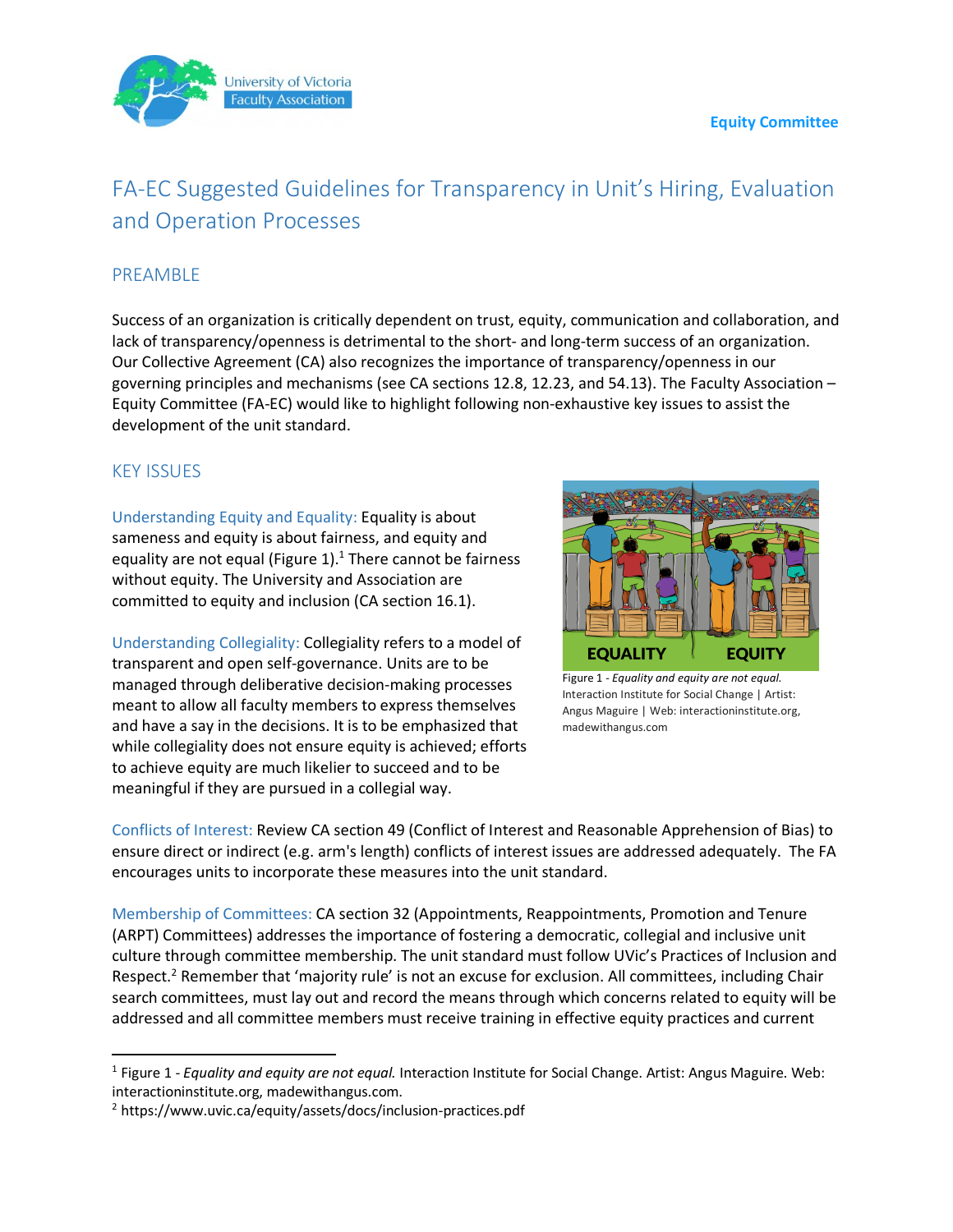Equity Committee

# FA-EC Suggested Guidelines for Transparency in Unit's Hiring, Evaluation and Operation Processes

## PREAMBLE

Success of an organization is critically dependent on trust, equity, communication and collaboration, and lack of transparency/openness is detrimental to the short- and long-term success of an organization. Our Collective Agreement (CA) also recognizes the importance of transparency/openness in our governing principles and mechanisms (see CA sections 12.8, 12.23, and 54.13). The Faculty Association – Equity Committee (FA-EC) would like to highlight following non-exhaustive key issues to assist the development of the unit standard.

## KEY ISSUES

**Understanding Equity and Equality:** Equality is about sameness and equity is about fairness, and equity and equality are not equal (Figure 1).[1] There cannot be fairness without equity. The University and Association are committed to equity and inclusion (CA section 16.1).

Figure 1 - *Equality and equity are not equal.* Interaction Institute for Social Change | Artist: Angus Maguire | Web: interactioninstitute.org, madewithangus.com

**Understanding Collegiality:** Collegiality refers to a model of transparent and open self-governance. Units are to be managed through deliberative decision-making processes meant to allow all faculty members to express themselves and have a say in the decisions. It is to be emphasized that while collegiality does not ensure equity is achieved; efforts to achieve equity are much likelier to succeed and to be meaningful if they are pursued in a collegial way.

**Conflicts of Interest:** Review CA section 49 (Conflict of Interest and Reasonable Apprehension of Bias) to ensure direct or indirect (e.g. arm's length) conflicts of interest issues are addressed adequately. The FA encourages units to incorporate these measures into the unit standard.

**Membership of Committees:** CA section 32 (Appointments, Reappointments, Promotion and Tenure (ARPT) Committees) addresses the importance of fostering a democratic, collegial and inclusive unit culture through committee membership. The unit standard must follow UVic's Practices of Inclusion and Respect.[2] Remember that 'majority rule' is not an excuse for exclusion. All committees, including Chair search committees, must lay out and record the means through which concerns related to equity will be addressed and all committee members must receive training in effective equity practices and current

---

[1] Figure 1 - *Equality and equity are not equal.* Interaction Institute for Social Change. Artist: Angus Maguire. Web: interactioninstitute.org, madewithangus.com.

[2] https://www.uvic.ca/equity/assets/docs/inclusion-practices.pdf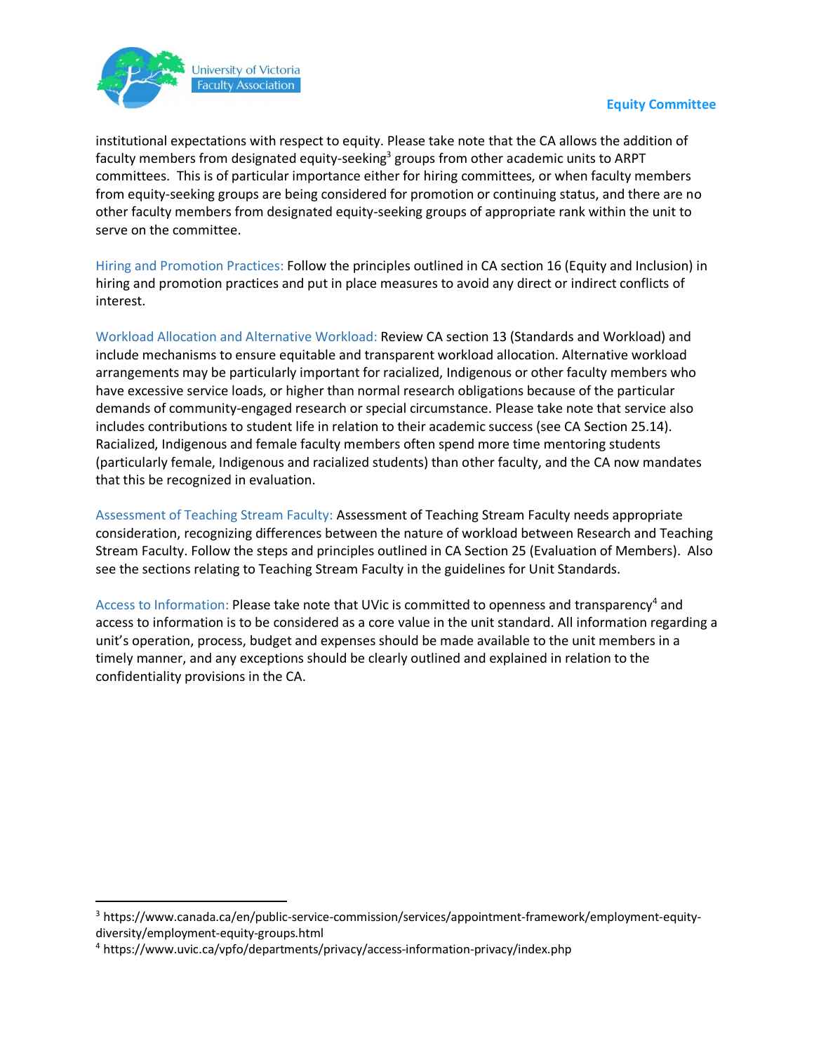institutional expectations with respect to equity. Please take note that the CA allows the addition of faculty members from designated equity-seeking[3] groups from other academic units to ARPT committees. This is of particular importance either for hiring committees, or when faculty members from equity-seeking groups are being considered for promotion or continuing status, and there are no other faculty members from designated equity-seeking groups of appropriate rank within the unit to serve on the committee.

Hiring and Promotion Practices: Follow the principles outlined in CA section 16 (Equity and Inclusion) in hiring and promotion practices and put in place measures to avoid any direct or indirect conflicts of interest.

Workload Allocation and Alternative Workload: Review CA section 13 (Standards and Workload) and include mechanisms to ensure equitable and transparent workload allocation. Alternative workload arrangements may be particularly important for racialized, Indigenous or other faculty members who have excessive service loads, or higher than normal research obligations because of the particular demands of community-engaged research or special circumstance. Please take note that service also includes contributions to student life in relation to their academic success (see CA Section 25.14). Racialized, Indigenous and female faculty members often spend more time mentoring students (particularly female, Indigenous and racialized students) than other faculty, and the CA now mandates that this be recognized in evaluation.

Assessment of Teaching Stream Faculty: Assessment of Teaching Stream Faculty needs appropriate consideration, recognizing differences between the nature of workload between Research and Teaching Stream Faculty. Follow the steps and principles outlined in CA Section 25 (Evaluation of Members). Also see the sections relating to Teaching Stream Faculty in the guidelines for Unit Standards.

Access to Information: Please take note that UVic is committed to openness and transparency[4] and access to information is to be considered as a core value in the unit standard. All information regarding a unit's operation, process, budget and expenses should be made available to the unit members in a timely manner, and any exceptions should be clearly outlined and explained in relation to the confidentiality provisions in the CA.

---

[3] https://www.canada.ca/en/public-service-commission/services/appointment-framework/employment-equity-diversity/employment-equity-groups.html

[4] https://www.uvic.ca/vpfo/departments/privacy/access-information-privacy/index.php